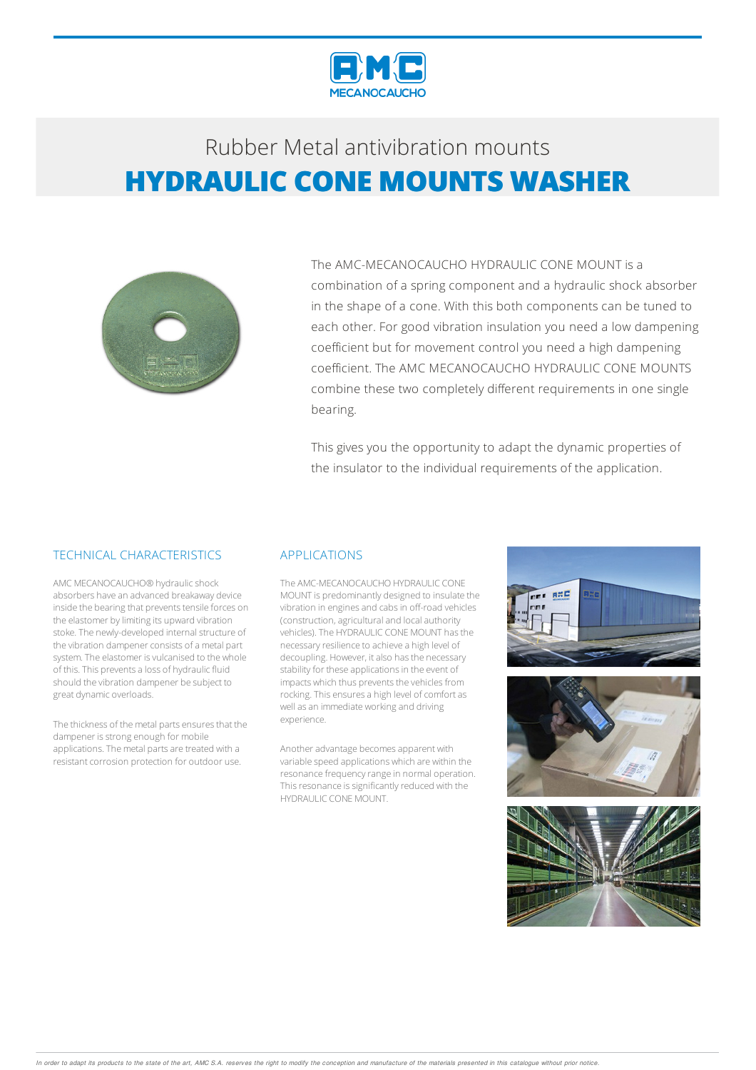# Rubber Metal antivibration mounts

## HYDRAULIC CONE MOUNTS WASHER

The AMC-MECANOCAUCHO HYDRAULIC CONE MOUNT is a combination of a spring component and a hydraulic shock absorber in the shape of a cone. With this both components can be tuned to each other. For good vibration insulation you need a low dampening coefficient but for movement control you need a high dampening coefficient. The AMC MECANOCAUCHO HYDRAULIC CONE MOUNTS combine these two completely different requirements in one single bearing.

This gives you the opportunity to adapt the dynamic properties of the insulator to the individual requirements of the application.

### TECHNICAL CHARACTERISTICS

AMC MECANOCAUCHO® hydraulic shock absorbers have an advanced breakaway device inside the bearing that prevents tensile forces on the elastomer by limiting its upward vibration stoke. The newly-developed internal structure of the vibration dampener consists of a metal part system. The elastomer is vulcanised to the whole of this. This prevents a loss of hydraulic fluid should the vibration dampener be subject to great dynamic overloads.

The thickness of the metal parts ensures that the dampener is strong enough for mobile applications. The metal parts are treated with a resistant corrosion protection for outdoor use.

### APPLICATIONS

The AMC-MECANOCAUCHO HYDRAULIC CONE MOUNT is predominantly designed to insulate the vibration in engines and cabs in off-road vehicles (construction, agricultural and local authority vehicles). The HYDRAULIC CONE MOUNT has the necessary resilience to achieve a high level of decoupling. However, it also has the necessary stability for these applications in the event of impacts which thus prevents the vehicles from rocking. This ensures a high level of comfort as well as an immediate working and driving experience.

Another advantage becomes apparent with variable speed applications which are within the resonance frequency range in normal operation. This resonance is significantly reduced with the HYDRAULIC CONE MOUNT.

*In order to adapt its products to the state of the art, AMC S.A. reserves the right to modify the conception and manufacture of the materials presented in this catalogue without prior notice.*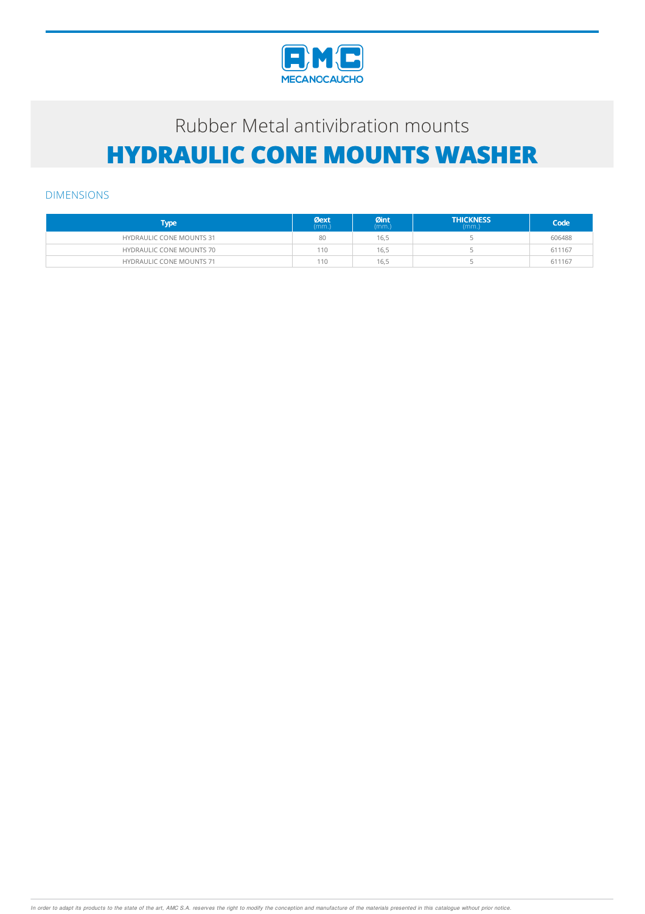Rubber Metal antivibration mounts

# HYDRAULIC CONE MOUNTS WASHER

## DIMENSIONS

| Type | Øext (mm.) | Øint (mm.) | THICKNESS (mm.) | Code |
|---|---|---|---|---|
| HYDRAULIC CONE MOUNTS 31 | 80 | 16,5 | 5 | 606488 |
| HYDRAULIC CONE MOUNTS 70 | 110 | 16,5 | 5 | 611167 |
| HYDRAULIC CONE MOUNTS 71 | 110 | 16,5 | 5 | 611167 |

*In order to adapt its products to the state of the art, AMC S.A. reserves the right to modify the conception and manufacture of the materials presented in this catalogue without prior notice.*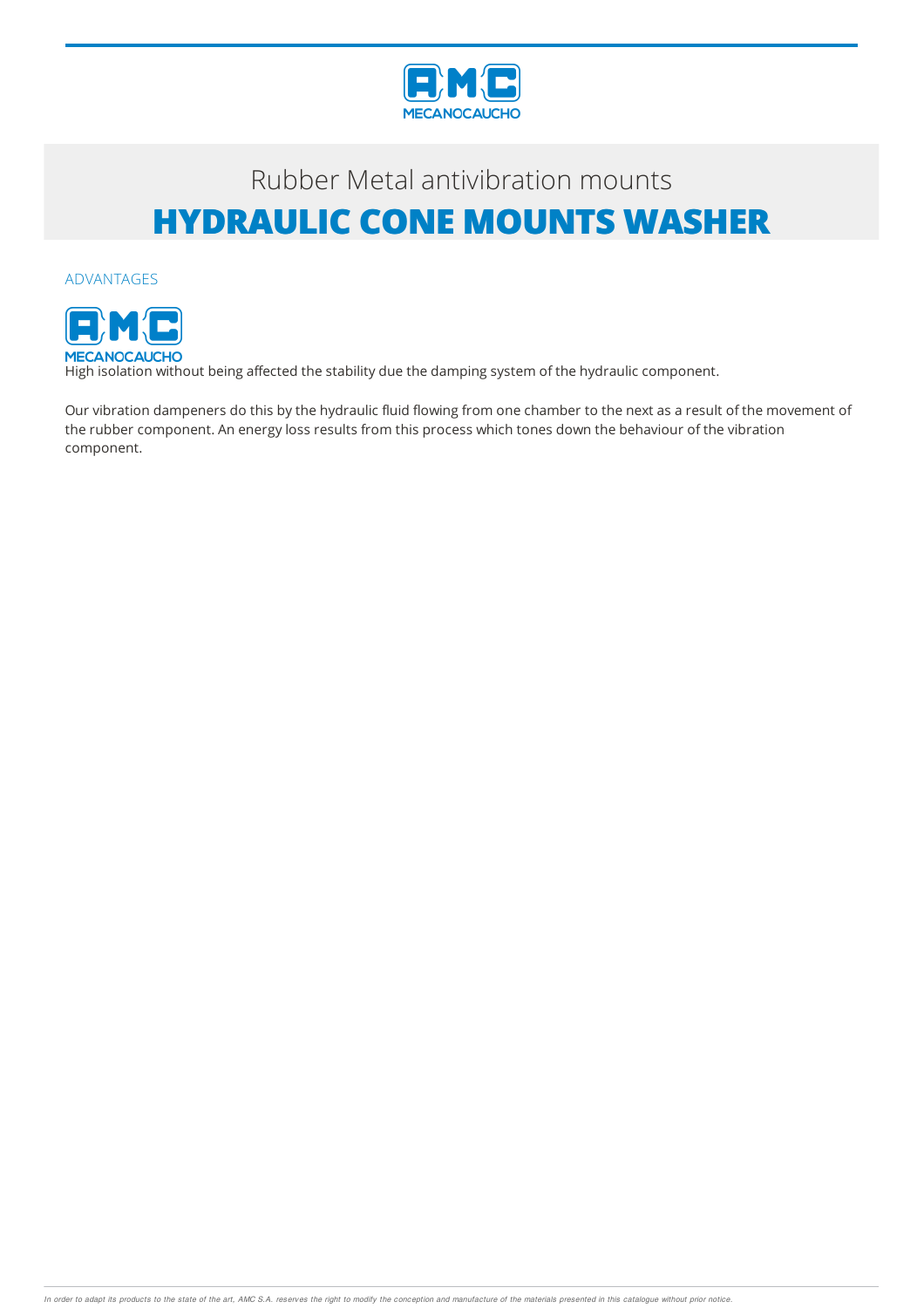Rubber Metal antivibration mounts

# HYDRAULIC CONE MOUNTS WASHER

## ADVANTAGES

High isolation without being affected the stability due the damping system of the hydraulic component.

Our vibration dampeners do this by the hydraulic fluid flowing from one chamber to the next as a result of the movement of the rubber component. An energy loss results from this process which tones down the behaviour of the vibration component.

*In order to adapt its products to the state of the art, AMC S.A. reserves the right to modify the conception and manufacture of the materials presented in this catalogue without prior notice.*